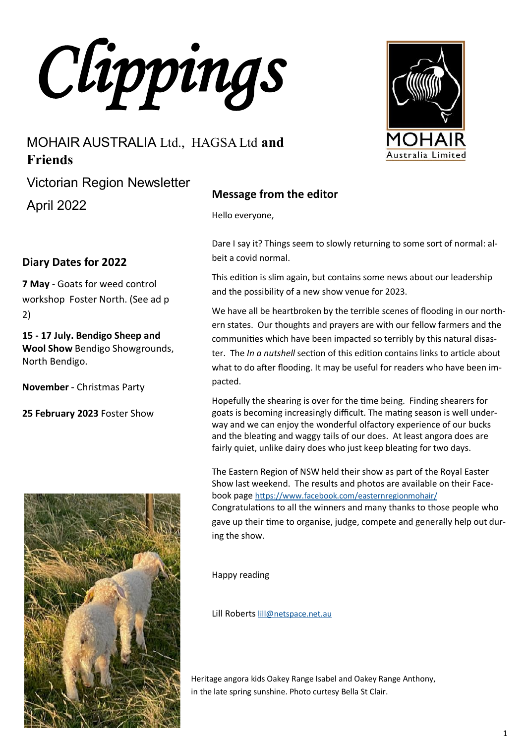# Clippings

MOHAIR AUSTRALIA Ltd., HAGSA Ltd **and Friends**

Victorian Region Newsletter

April 2022

## Diary Dates for 2022

**7 May** - Goats for weed control workshop Foster North. (See ad p 2)

**15 - 17 July. Bendigo Sheep and Wool Show** Bendigo Showgrounds, North Bendigo.

**November** - Christmas Party

**25 February 2023** Foster Show

## Message from the editor

Hello everyone,

Dare I say it? Things seem to slowly returning to some sort of normal: albeit a covid normal.

This edition is slim again, but contains some news about our leadership and the possibility of a new show venue for 2023.

We have all be heartbroken by the terrible scenes of flooding in our northern states. Our thoughts and prayers are with our fellow farmers and the communities which have been impacted so terribly by this natural disaster. The *In a nutshell* section of this edition contains links to article about what to do after flooding. It may be useful for readers who have been impacted.

Hopefully the shearing is over for the time being. Finding shearers for goats is becoming increasingly difficult. The mating season is well underway and we can enjoy the wonderful olfactory experience of our bucks and the bleating and waggy tails of our does. At least angora does are fairly quiet, unlike dairy does who just keep bleating for two days.

The Eastern Region of NSW held their show as part of the Royal Easter Show last weekend. The results and photos are available on their Facebook page https://www.facebook.com/easternregionmohair/
Congratulations to all the winners and many thanks to those people who gave up their time to organise, judge, compete and generally help out during the show.

Happy reading

Lill Roberts lill@netspace.net.au

Heritage angora kids Oakey Range Isabel and Oakey Range Anthony, in the late spring sunshine. Photo curtesy Bella St Clair.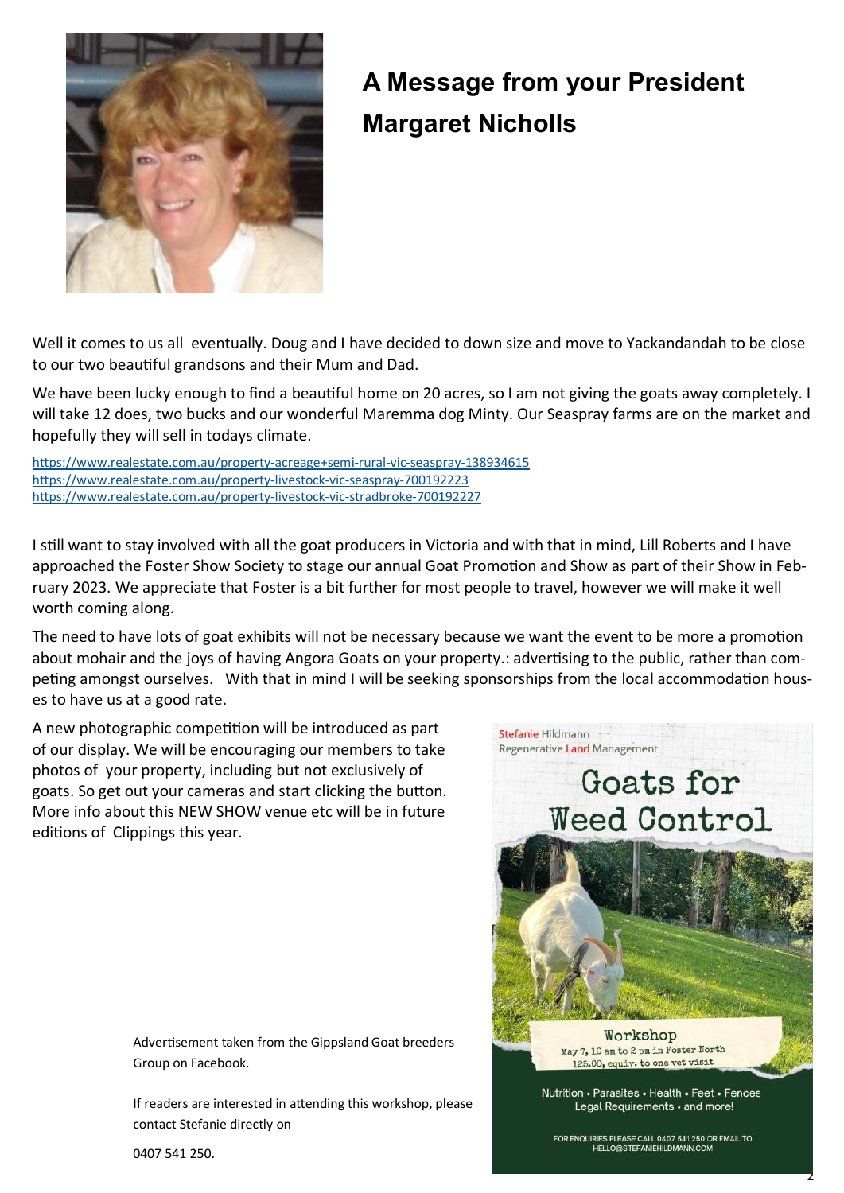# A Message from your President Margaret Nicholls

Well it comes to us all eventually. Doug and I have decided to down size and move to Yackandandah to be close to our two beautiful grandsons and their Mum and Dad.

We have been lucky enough to find a beautiful home on 20 acres, so I am not giving the goats away completely. I will take 12 does, two bucks and our wonderful Maremma dog Minty. Our Seaspray farms are on the market and hopefully they will sell in todays climate.

https://www.realestate.com.au/property-acreage+semi-rural-vic-seaspray-138934615
https://www.realestate.com.au/property-livestock-vic-seaspray-700192223
https://www.realestate.com.au/property-livestock-vic-stradbroke-700192227

I still want to stay involved with all the goat producers in Victoria and with that in mind, Lill Roberts and I have approached the Foster Show Society to stage our annual Goat Promotion and Show as part of their Show in February 2023. We appreciate that Foster is a bit further for most people to travel, however we will make it well worth coming along.

The need to have lots of goat exhibits will not be necessary because we want the event to be more a promotion about mohair and the joys of having Angora Goats on your property.: advertising to the public, rather than competing amongst ourselves. With that in mind I will be seeking sponsorships from the local accommodation houses to have us at a good rate.

A new photographic competition will be introduced as part of our display. We will be encouraging our members to take photos of your property, including but not exclusively of goats. So get out your cameras and start clicking the button. More info about this NEW SHOW venue etc will be in future editions of Clippings this year.

Stefanie Hildmann
Regenerative Land Management

## Goats for Weed Control

**Workshop**
May 7, 10 am to 2 pm in Foster North
125.00, equiv. to one vet visit

Nutrition • Parasites • Health • Feet • Fences
Legal Requirements • and more!

FOR ENQUIRIES PLEASE CALL 0407 541 250 OR EMAIL TO HELLO@STEFANIEHILDMANN.COM

Advertisement taken from the Gippsland Goat breeders Group on Facebook.

If readers are interested in attending this workshop, please contact Stefanie directly on

0407 541 250.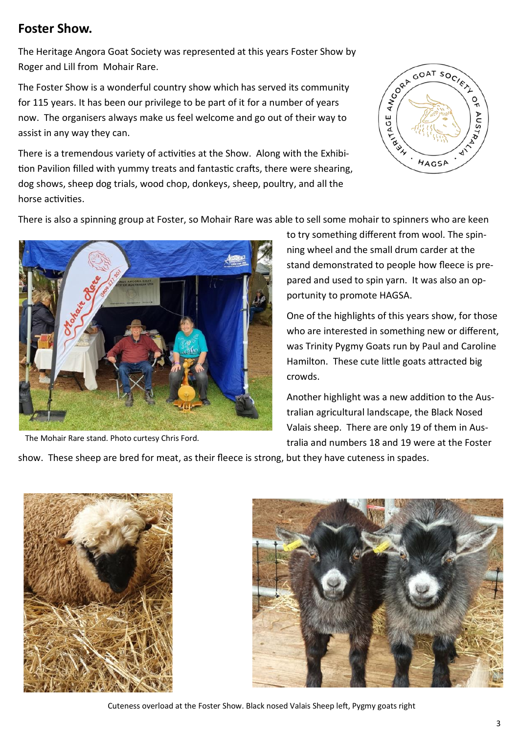## Foster Show.

The Heritage Angora Goat Society was represented at this years Foster Show by Roger and Lill from Mohair Rare.

The Foster Show is a wonderful country show which has served its community for 115 years. It has been our privilege to be part of it for a number of years now. The organisers always make us feel welcome and go out of their way to assist in any way they can.

There is a tremendous variety of activities at the Show. Along with the Exhibition Pavilion filled with yummy treats and fantastic crafts, there were shearing, dog shows, sheep dog trials, wood chop, donkeys, sheep, poultry, and all the horse activities.

There is also a spinning group at Foster, so Mohair Rare was able to sell some mohair to spinners who are keen to try something different from wool. The spinning wheel and the small drum carder at the stand demonstrated to people how fleece is prepared and used to spin yarn. It was also an opportunity to promote HAGSA.

The Mohair Rare stand. Photo curtesy Chris Ford.

One of the highlights of this years show, for those who are interested in something new or different, was Trinity Pygmy Goats run by Paul and Caroline Hamilton. These cute little goats attracted big crowds.

Another highlight was a new addition to the Australian agricultural landscape, the Black Nosed Valais sheep. There are only 19 of them in Australia and numbers 18 and 19 were at the Foster show. These sheep are bred for meat, as their fleece is strong, but they have cuteness in spades.

Cuteness overload at the Foster Show. Black nosed Valais Sheep left, Pygmy goats right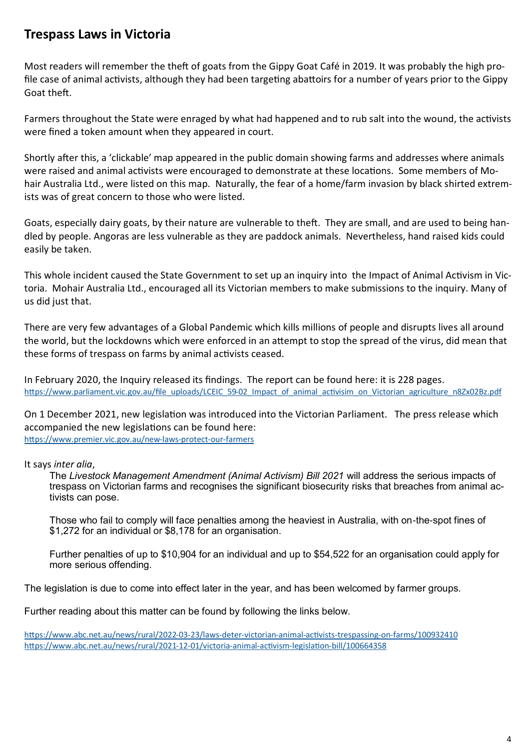## Trespass Laws in Victoria

Most readers will remember the theft of goats from the Gippy Goat Café in 2019. It was probably the high profile case of animal activists, although they had been targeting abattoirs for a number of years prior to the Gippy Goat theft.

Farmers throughout the State were enraged by what had happened and to rub salt into the wound, the activists were fined a token amount when they appeared in court.

Shortly after this, a 'clickable' map appeared in the public domain showing farms and addresses where animals were raised and animal activists were encouraged to demonstrate at these locations. Some members of Mohair Australia Ltd., were listed on this map. Naturally, the fear of a home/farm invasion by black shirted extremists was of great concern to those who were listed.

Goats, especially dairy goats, by their nature are vulnerable to theft. They are small, and are used to being handled by people. Angoras are less vulnerable as they are paddock animals. Nevertheless, hand raised kids could easily be taken.

This whole incident caused the State Government to set up an inquiry into the Impact of Animal Activism in Victoria. Mohair Australia Ltd., encouraged all its Victorian members to make submissions to the inquiry. Many of us did just that.

There are very few advantages of a Global Pandemic which kills millions of people and disrupts lives all around the world, but the lockdowns which were enforced in an attempt to stop the spread of the virus, did mean that these forms of trespass on farms by animal activists ceased.

In February 2020, the Inquiry released its findings. The report can be found here: it is 228 pages.
https://www.parliament.vic.gov.au/file_uploads/LCEIC_59-02_Impact_of_animal_activisim_on_Victorian_agriculture_n8Zx02Bz.pdf

On 1 December 2021, new legislation was introduced into the Victorian Parliament. The press release which accompanied the new legislations can be found here:
https://www.premier.vic.gov.au/new-laws-protect-our-farmers

It says *inter alia*,

> The *Livestock Management Amendment (Animal Activism) Bill 2021* will address the serious impacts of trespass on Victorian farms and recognises the significant biosecurity risks that breaches from animal activists can pose.
>
> Those who fail to comply will face penalties among the heaviest in Australia, with on-the-spot fines of $1,272 for an individual or $8,178 for an organisation.
>
> Further penalties of up to $10,904 for an individual and up to $54,522 for an organisation could apply for more serious offending.

The legislation is due to come into effect later in the year, and has been welcomed by farmer groups.

Further reading about this matter can be found by following the links below.

https://www.abc.net.au/news/rural/2022-03-23/laws-deter-victorian-animal-activists-trespassing-on-farms/100932410
https://www.abc.net.au/news/rural/2021-12-01/victoria-animal-activism-legislation-bill/100664358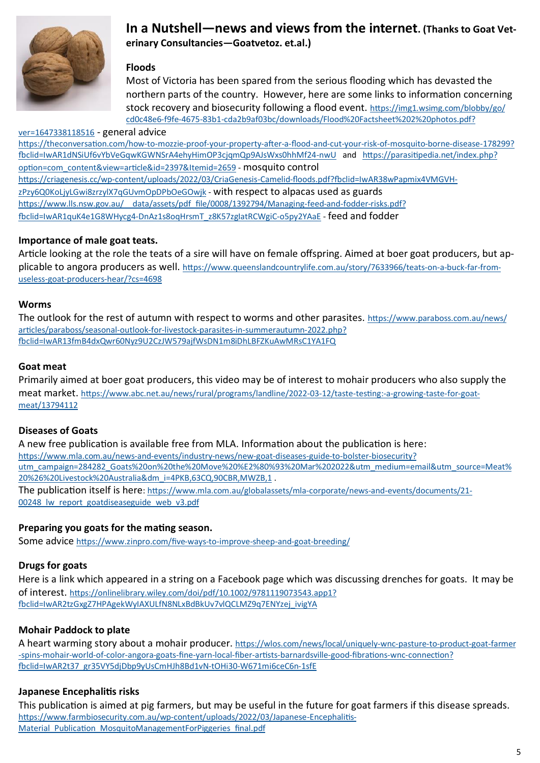## In a Nutshell—news and views from the internet. (Thanks to Goat Veterinary Consultancies—Goatvetoz. et.al.)

### Floods

Most of Victoria has been spared from the serious flooding which has devasted the northern parts of the country. However, here are some links to information concerning stock recovery and biosecurity following a flood event. https://img1.wsimg.com/blobby/go/cd0c48e6-f9fe-4675-83b1-cda2b9af03bc/downloads/Flood%20Factsheet%202%20photos.pdf?ver=1647338118516 - general advice

https://theconversation.com/how-to-mozzie-proof-your-property-after-a-flood-and-cut-your-risk-of-mosquito-borne-disease-178299?fbclid=IwAR1dNSiUf6vYbVeGqwKGWNSrA4ehyHimOP3cjqmQp9AJsWxs0hhMf24-nwU and https://parasitipedia.net/index.php?option=com_content&view=article&id=2397&Itemid=2659 - mosquito control

https://criagenesis.cc/wp-content/uploads/2022/03/CriaGenesis-Camelid-floods.pdf?fbclid=IwAR38wPapmix4VMGVH-zPzy6Q0KoLjyLGwi8zrzylX7qGUvmOpDPbOeGOwjk - with respect to alpacas used as guards

https://www.lls.nsw.gov.au/__data/assets/pdf_file/0008/1392794/Managing-feed-and-fodder-risks.pdf?fbclid=IwAR1quK4e1G8WHycg4-DnAz1s8oqHrsmT_z8K57zglatRCWgiC-o5py2YAaE - feed and fodder

### Importance of male goat teats.

Article looking at the role the teats of a sire will have on female offspring. Aimed at boer goat producers, but applicable to angora producers as well. https://www.queenslandcountrylife.com.au/story/7633966/teats-on-a-buck-far-from-useless-goat-producers-hear/?cs=4698

### Worms

The outlook for the rest of autumn with respect to worms and other parasites. https://www.paraboss.com.au/news/articles/paraboss/seasonal-outlook-for-livestock-parasites-in-summerautumn-2022.php?fbclid=IwAR13fmB4dxQwr60Nyz9U2CzJW579ajfWsDN1m8iDhLBFZKuAwMRsC1YA1FQ

### Goat meat

Primarily aimed at boer goat producers, this video may be of interest to mohair producers who also supply the meat market. https://www.abc.net.au/news/rural/programs/landline/2022-03-12/taste-testing:-a-growing-taste-for-goat-meat/13794112

### Diseases of Goats

A new free publication is available free from MLA. Information about the publication is here: https://www.mla.com.au/news-and-events/industry-news/new-goat-diseases-guide-to-bolster-biosecurity?utm_campaign=284282_Goats%20on%20the%20Move%20%E2%80%93%20Mar%202022&utm_medium=email&utm_source=Meat%20%26%20Livestock%20Australia&dm_i=4PKB,63CQ,90CBR,MWZB,1 .

The publication itself is here: https://www.mla.com.au/globalassets/mla-corporate/news-and-events/documents/21-00248_lw_report_goatdiseaseguide_web_v3.pdf

### Preparing you goats for the mating season.

Some advice https://www.zinpro.com/five-ways-to-improve-sheep-and-goat-breeding/

### Drugs for goats

Here is a link which appeared in a string on a Facebook page which was discussing drenches for goats. It may be of interest. https://onlinelibrary.wiley.com/doi/pdf/10.1002/9781119073543.app1?fbclid=IwAR2tzGxgZ7HPAgekWyIAXULfN8NLxBdBkUv7vlQCLMZ9q7ENYzej_ivigYA

### Mohair Paddock to plate

A heart warming story about a mohair producer. https://wlos.com/news/local/uniquely-wnc-pasture-to-product-goat-farmer-spins-mohair-world-of-color-angora-goats-fine-yarn-local-fiber-artists-barnardsville-good-fibrations-wnc-connection?fbclid=IwAR2t37_gr35VY5djDbp9yUsCmHJh8Bd1vN-tOHi30-W671mi6ceC6n-1sfE

### Japanese Encephalitis risks

This publication is aimed at pig farmers, but may be useful in the future for goat farmers if this disease spreads. https://www.farmbiosecurity.com.au/wp-content/uploads/2022/03/Japanese-Encephalitis-Material_Publication_MosquitoManagementForPiggeries_final.pdf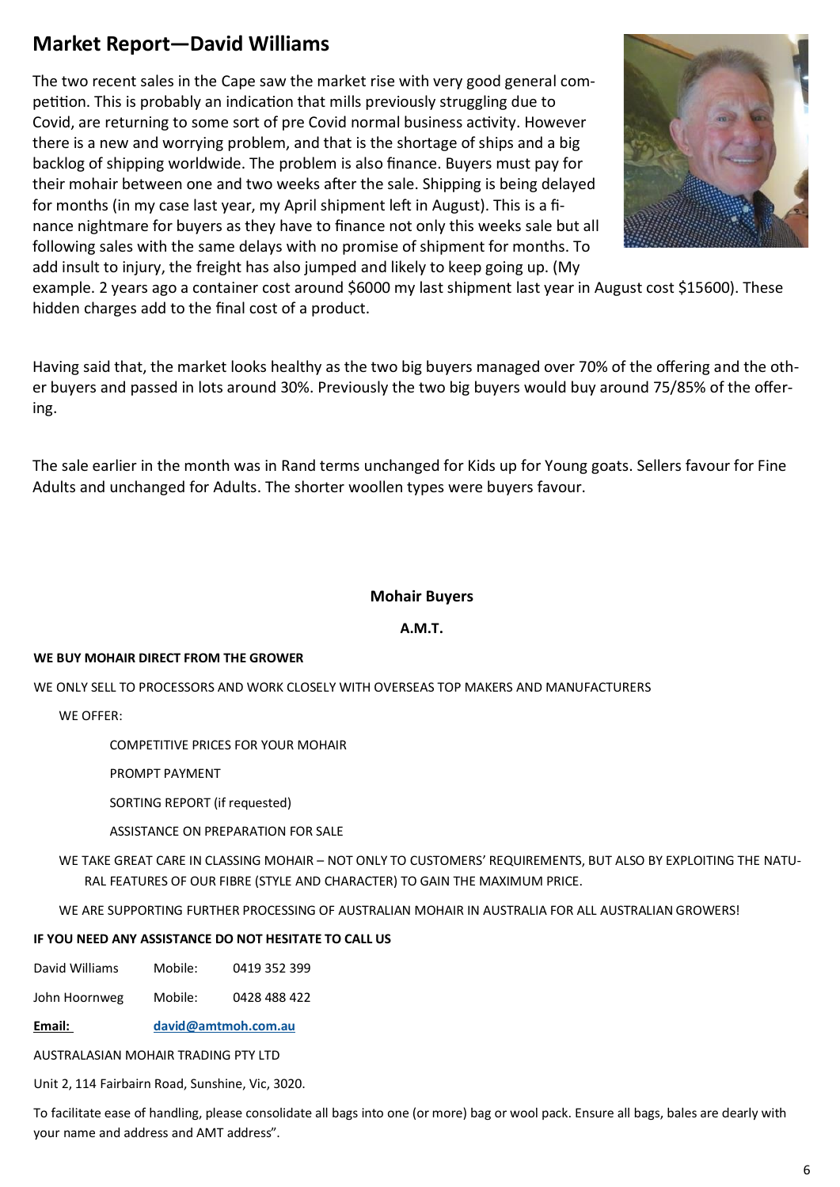## Market Report—David Williams

The two recent sales in the Cape saw the market rise with very good general competition. This is probably an indication that mills previously struggling due to Covid, are returning to some sort of pre Covid normal business activity. However there is a new and worrying problem, and that is the shortage of ships and a big backlog of shipping worldwide. The problem is also finance. Buyers must pay for their mohair between one and two weeks after the sale. Shipping is being delayed for months (in my case last year, my April shipment left in August). This is a finance nightmare for buyers as they have to finance not only this weeks sale but all following sales with the same delays with no promise of shipment for months. To add insult to injury, the freight has also jumped and likely to keep going up. (My example. 2 years ago a container cost around $6000 my last shipment last year in August cost $15600). These hidden charges add to the final cost of a product.

Having said that, the market looks healthy as the two big buyers managed over 70% of the offering and the other buyers and passed in lots around 30%. Previously the two big buyers would buy around 75/85% of the offering.

The sale earlier in the month was in Rand terms unchanged for Kids up for Young goats. Sellers favour for Fine Adults and unchanged for Adults. The shorter woollen types were buyers favour.

**Mohair Buyers**

**A.M.T.**

**WE BUY MOHAIR DIRECT FROM THE GROWER**

WE ONLY SELL TO PROCESSORS AND WORK CLOSELY WITH OVERSEAS TOP MAKERS AND MANUFACTURERS

WE OFFER:

- COMPETITIVE PRICES FOR YOUR MOHAIR
- PROMPT PAYMENT
- SORTING REPORT (if requested)
- ASSISTANCE ON PREPARATION FOR SALE

WE TAKE GREAT CARE IN CLASSING MOHAIR – NOT ONLY TO CUSTOMERS' REQUIREMENTS, BUT ALSO BY EXPLOITING THE NATURAL FEATURES OF OUR FIBRE (STYLE AND CHARACTER) TO GAIN THE MAXIMUM PRICE.

WE ARE SUPPORTING FURTHER PROCESSING OF AUSTRALIAN MOHAIR IN AUSTRALIA FOR ALL AUSTRALIAN GROWERS!

**IF YOU NEED ANY ASSISTANCE DO NOT HESITATE TO CALL US**

David Williams Mobile: 0419 352 399

John Hoornweg Mobile: 0428 488 422

**Email:** **david@amtmoh.com.au**

AUSTRALASIAN MOHAIR TRADING PTY LTD

Unit 2, 114 Fairbairn Road, Sunshine, Vic, 3020.

To facilitate ease of handling, please consolidate all bags into one (or more) bag or wool pack. Ensure all bags, bales are clearly with your name and address and AMT address".